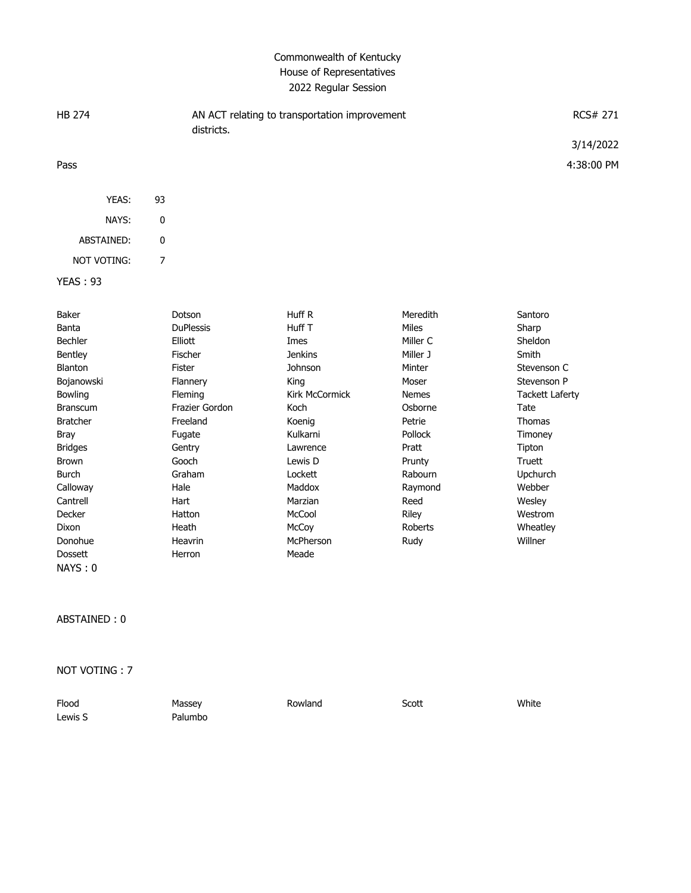# Commonwealth of Kentucky
## House of Representatives
### 2022 Regular Session

| HB 274 | AN ACT relating to transportation improvement districts. | RCS# 271 |
|---|---|---|
| | | 3/14/2022 |
| Pass | | 4:38:00 PM |

| | |
|---|---|
| YEAS: | 93 |
| NAYS: | 0 |
| ABSTAINED: | 0 |
| NOT VOTING: | 7 |

**YEAS : 93**

| | | | | |
|---|---|---|---|---|
| Baker | Dotson | Huff R | Meredith | Santoro |
| Banta | DuPlessis | Huff T | Miles | Sharp |
| Bechler | Elliott | Imes | Miller C | Sheldon |
| Bentley | Fischer | Jenkins | Miller J | Smith |
| Blanton | Fister | Johnson | Minter | Stevenson C |
| Bojanowski | Flannery | King | Moser | Stevenson P |
| Bowling | Fleming | Kirk McCormick | Nemes | Tackett Laferty |
| Branscum | Frazier Gordon | Koch | Osborne | Tate |
| Bratcher | Freeland | Koenig | Petrie | Thomas |
| Bray | Fugate | Kulkarni | Pollock | Timoney |
| Bridges | Gentry | Lawrence | Pratt | Tipton |
| Brown | Gooch | Lewis D | Prunty | Truett |
| Burch | Graham | Lockett | Rabourn | Upchurch |
| Calloway | Hale | Maddox | Raymond | Webber |
| Cantrell | Hart | Marzian | Reed | Wesley |
| Decker | Hatton | McCool | Riley | Westrom |
| Dixon | Heath | McCoy | Roberts | Wheatley |
| Donohue | Heavrin | McPherson | Rudy | Willner |
| Dossett | Herron | Meade | | |

**NAYS : 0**

**ABSTAINED : 0**

**NOT VOTING : 7**

| | | | | |
|---|---|---|---|---|
| Flood | Massey | Rowland | Scott | White |
| Lewis S | Palumbo | | | |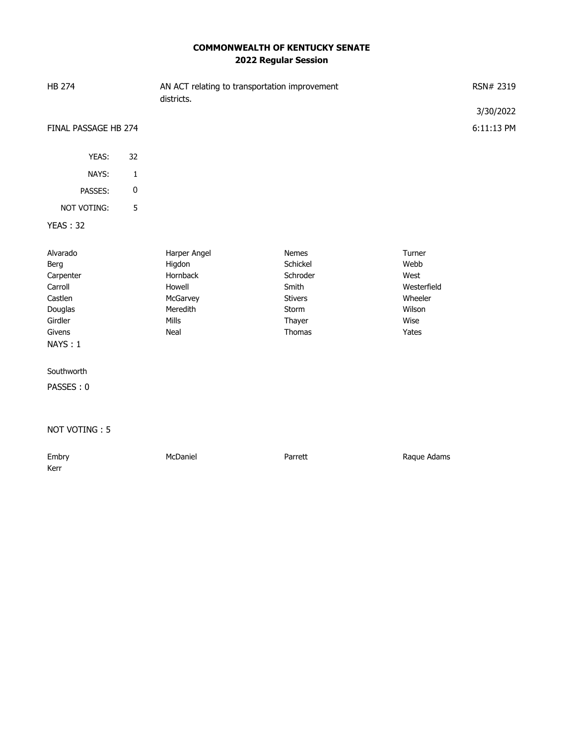**COMMONWEALTH OF KENTUCKY SENATE**
**2022 Regular Session**

| | | |
|---|---|---|
| HB 274 | AN ACT relating to transportation improvement districts. | RSN# 2319 |
| | | 3/30/2022 |
| FINAL PASSAGE HB 274 | | 6:11:13 PM |

| | |
|---|---|
| YEAS: | 32 |
| NAYS: | 1 |
| PASSES: | 0 |
| NOT VOTING: | 5 |

YEAS : 32

| | | | |
|---|---|---|---|
| Alvarado | Harper Angel | Nemes | Turner |
| Berg | Higdon | Schickel | Webb |
| Carpenter | Hornback | Schroder | West |
| Carroll | Howell | Smith | Westerfield |
| Castlen | McGarvey | Stivers | Wheeler |
| Douglas | Meredith | Storm | Wilson |
| Girdler | Mills | Thayer | Wise |
| Givens | Neal | Thomas | Yates |

NAYS : 1

Southworth

PASSES : 0

NOT VOTING : 5

| | | | |
|---|---|---|---|
| Embry | McDaniel | Parrett | Raque Adams |
| Kerr | | | |